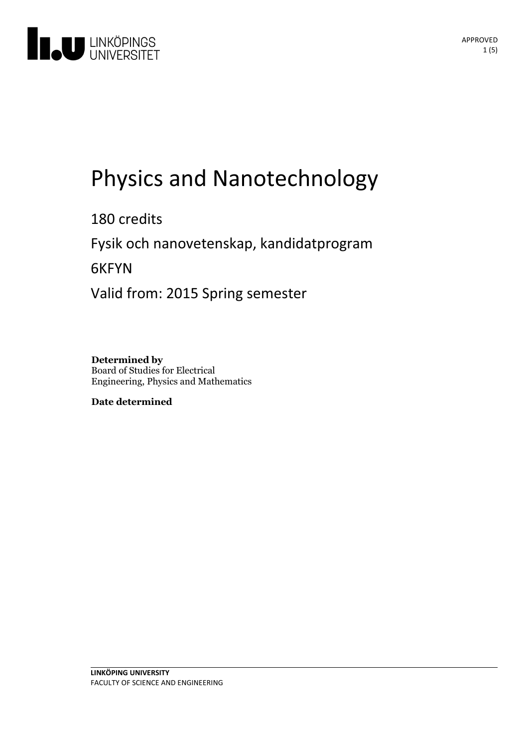# Physics and Nanotechnology

180 credits

Fysik och nanovetenskap, kandidatprogram

6KFYN

Valid from: 2015 Spring semester

**Determined by**
Board of Studies for Electrical Engineering, Physics and Mathematics

**Date determined**

**LINKÖPING UNIVERSITY**
FACULTY OF SCIENCE AND ENGINEERING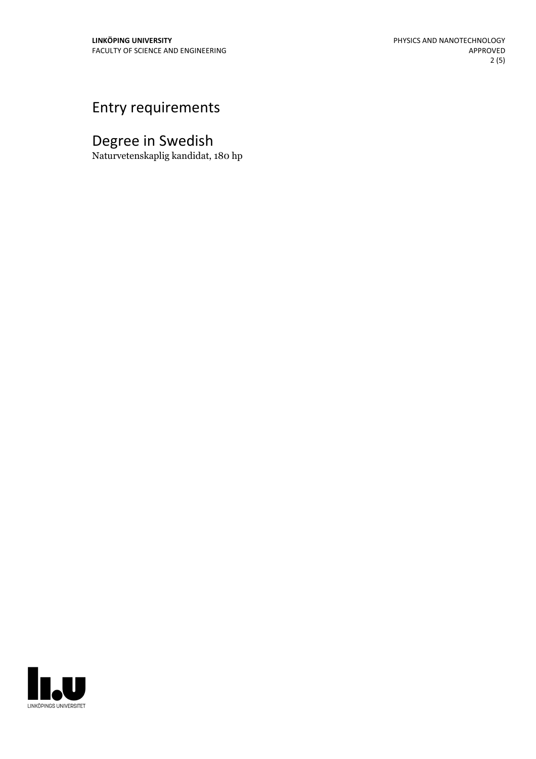# Entry requirements

# Degree in Swedish

Naturvetenskaplig kandidat, 180 hp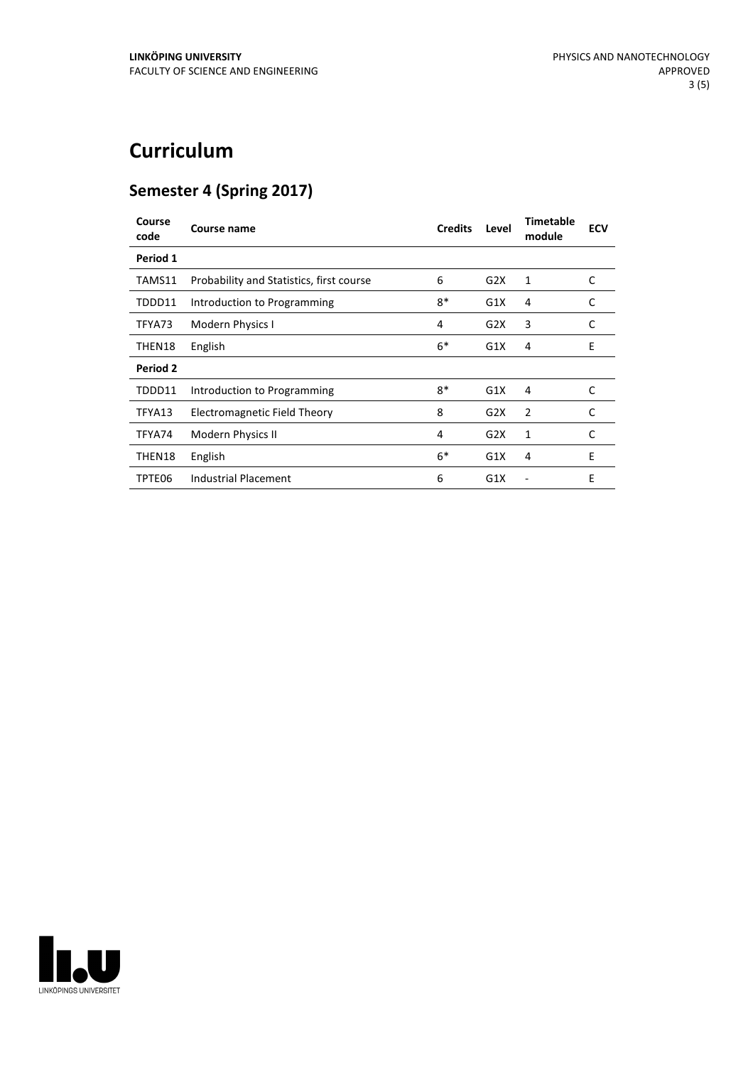# Curriculum

## Semester 4 (Spring 2017)

| Course code | Course name | Credits | Level | Timetable module | ECV |
|---|---|---|---|---|---|
| **Period 1** | | | | | |
| TAMS11 | Probability and Statistics, first course | 6 | G2X | 1 | C |
| TDDD11 | Introduction to Programming | 8* | G1X | 4 | C |
| TFYA73 | Modern Physics I | 4 | G2X | 3 | C |
| THEN18 | English | 6* | G1X | 4 | E |
| **Period 2** | | | | | |
| TDDD11 | Introduction to Programming | 8* | G1X | 4 | C |
| TFYA13 | Electromagnetic Field Theory | 8 | G2X | 2 | C |
| TFYA74 | Modern Physics II | 4 | G2X | 1 | C |
| THEN18 | English | 6* | G1X | 4 | E |
| TPTE06 | Industrial Placement | 6 | G1X | - | E |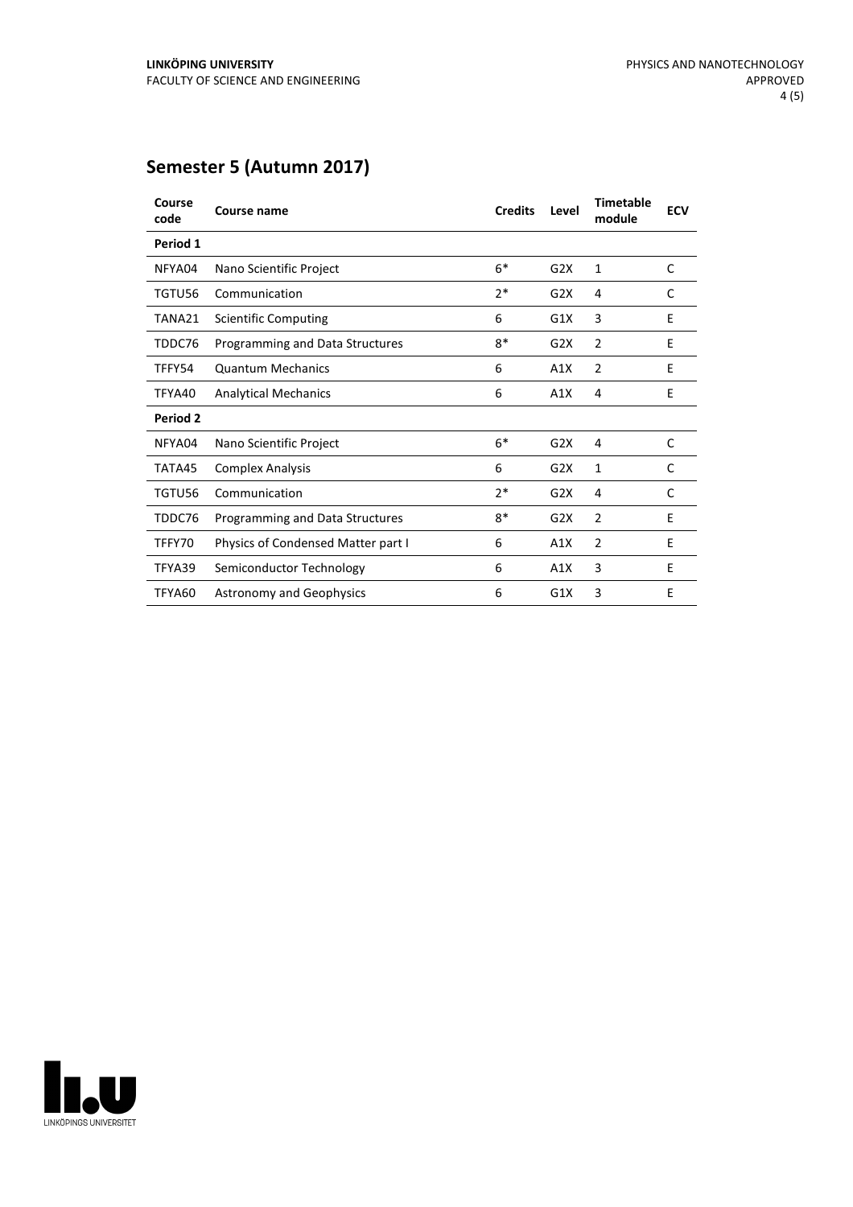## Semester 5 (Autumn 2017)

| Course code | Course name | Credits | Level | Timetable module | ECV |
|---|---|---|---|---|---|
| **Period 1** | | | | | |
| NFYA04 | Nano Scientific Project | 6* | G2X | 1 | C |
| TGTU56 | Communication | 2* | G2X | 4 | C |
| TANA21 | Scientific Computing | 6 | G1X | 3 | E |
| TDDC76 | Programming and Data Structures | 8* | G2X | 2 | E |
| TFFY54 | Quantum Mechanics | 6 | A1X | 2 | E |
| TFYA40 | Analytical Mechanics | 6 | A1X | 4 | E |
| **Period 2** | | | | | |
| NFYA04 | Nano Scientific Project | 6* | G2X | 4 | C |
| TATA45 | Complex Analysis | 6 | G2X | 1 | C |
| TGTU56 | Communication | 2* | G2X | 4 | C |
| TDDC76 | Programming and Data Structures | 8* | G2X | 2 | E |
| TFFY70 | Physics of Condensed Matter part I | 6 | A1X | 2 | E |
| TFYA39 | Semiconductor Technology | 6 | A1X | 3 | E |
| TFYA60 | Astronomy and Geophysics | 6 | G1X | 3 | E |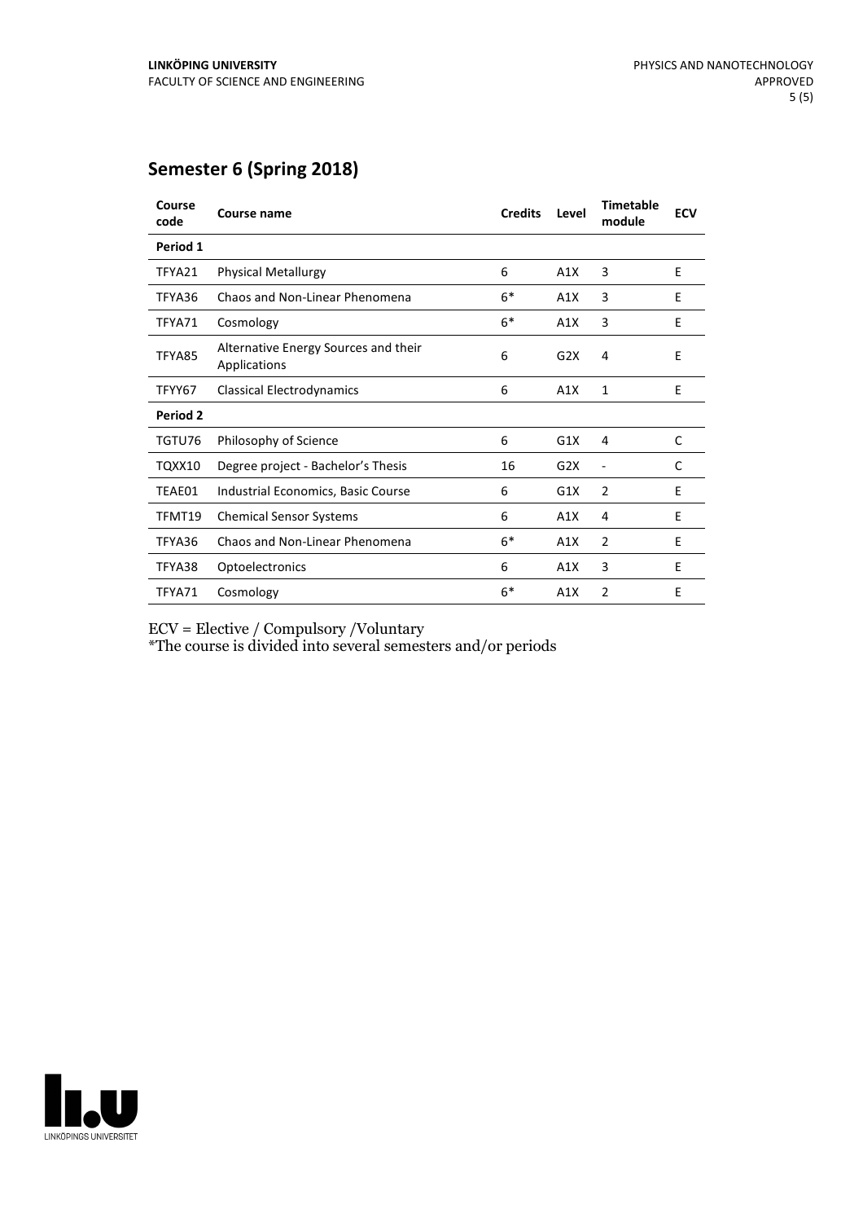## Semester 6 (Spring 2018)

| Course code | Course name | Credits | Level | Timetable module | ECV |
|---|---|---|---|---|---|
| **Period 1** | | | | | |
| TFYA21 | Physical Metallurgy | 6 | A1X | 3 | E |
| TFYA36 | Chaos and Non-Linear Phenomena | 6* | A1X | 3 | E |
| TFYA71 | Cosmology | 6* | A1X | 3 | E |
| TFYA85 | Alternative Energy Sources and their Applications | 6 | G2X | 4 | E |
| TFYY67 | Classical Electrodynamics | 6 | A1X | 1 | E |
| **Period 2** | | | | | |
| TGTU76 | Philosophy of Science | 6 | G1X | 4 | C |
| TQXX10 | Degree project - Bachelor's Thesis | 16 | G2X | - | C |
| TEAE01 | Industrial Economics, Basic Course | 6 | G1X | 2 | E |
| TFMT19 | Chemical Sensor Systems | 6 | A1X | 4 | E |
| TFYA36 | Chaos and Non-Linear Phenomena | 6* | A1X | 2 | E |
| TFYA38 | Optoelectronics | 6 | A1X | 3 | E |
| TFYA71 | Cosmology | 6* | A1X | 2 | E |

ECV = Elective / Compulsory /Voluntary

*The course is divided into several semesters and/or periods